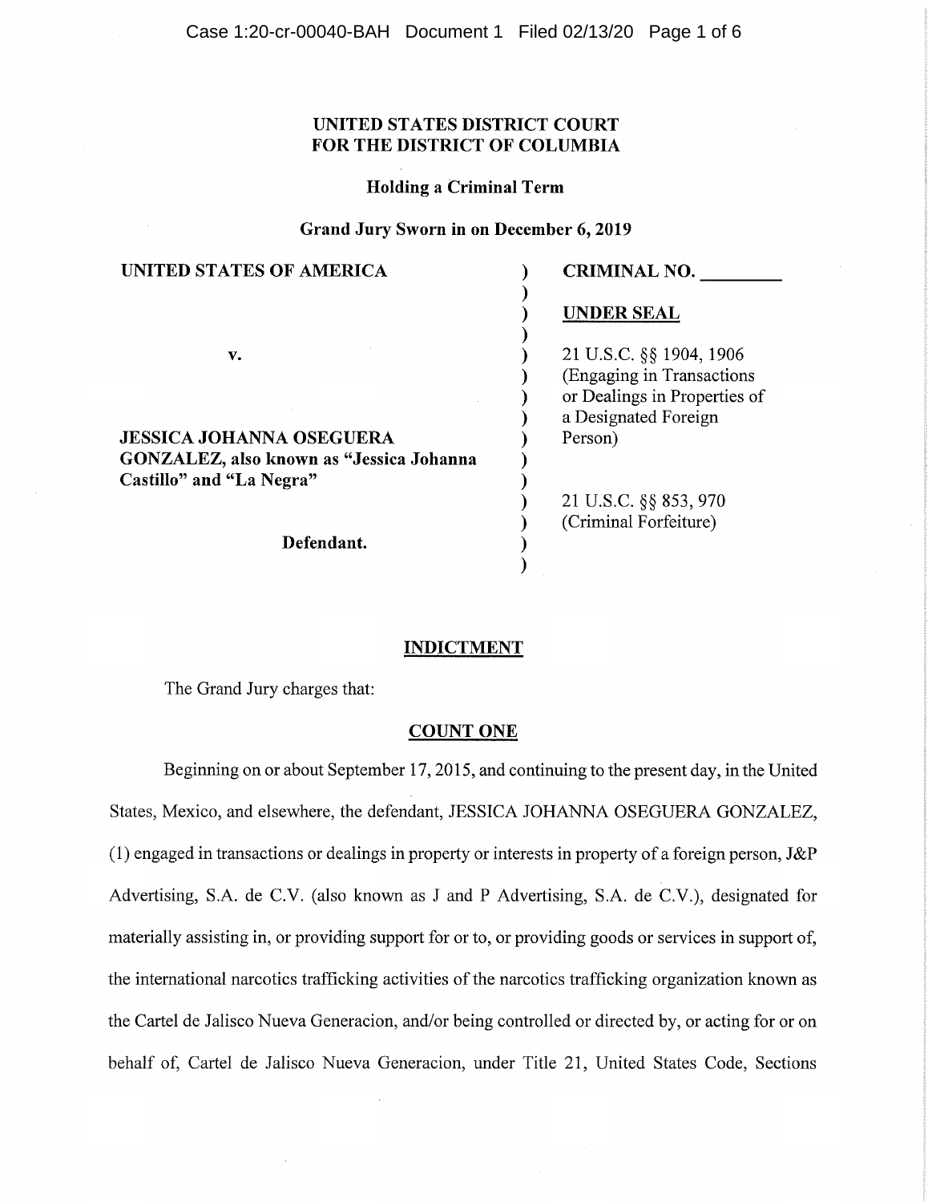**UNITED STATES DISTRICT COURT**
**FOR THE DISTRICT OF COLUMBIA**

**Holding a Criminal Term**

**Grand Jury Sworn in on December 6, 2019**

| | |
|---|---|
| **UNITED STATES OF AMERICA** | **CRIMINAL NO. ________** |
| | **UNDER SEAL** |
| **v.** | 21 U.S.C. §§ 1904, 1906 (Engaging in Transactions or Dealings in Properties of a Designated Foreign Person) |
| **JESSICA JOHANNA OSEGUERA GONZALEZ, also known as "Jessica Johanna Castillo" and "La Negra"** | |
| | 21 U.S.C. §§ 853, 970 (Criminal Forfeiture) |
| **Defendant.** | |

## INDICTMENT

The Grand Jury charges that:

### COUNT ONE

Beginning on or about September 17, 2015, and continuing to the present day, in the United States, Mexico, and elsewhere, the defendant, JESSICA JOHANNA OSEGUERA GONZALEZ, (1) engaged in transactions or dealings in property or interests in property of a foreign person, J&P Advertising, S.A. de C.V. (also known as J and P Advertising, S.A. de C.V.), designated for materially assisting in, or providing support for or to, or providing goods or services in support of, the international narcotics trafficking activities of the narcotics trafficking organization known as the Cartel de Jalisco Nueva Generacion, and/or being controlled or directed by, or acting for or on behalf of, Cartel de Jalisco Nueva Generacion, under Title 21, United States Code, Sections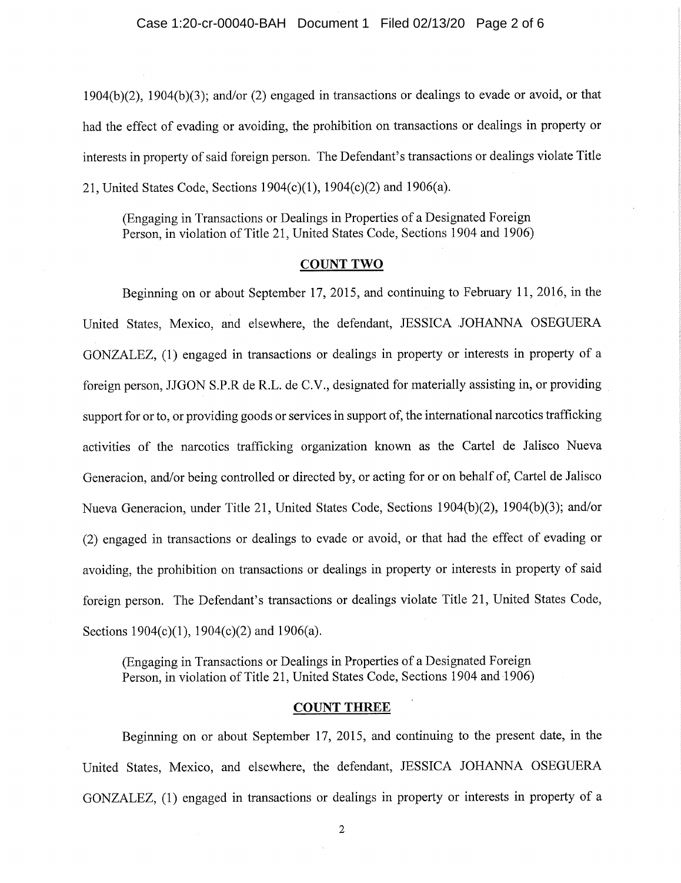1904(b)(2), 1904(b)(3); and/or (2) engaged in transactions or dealings to evade or avoid, or that had the effect of evading or avoiding, the prohibition on transactions or dealings in property or interests in property of said foreign person. The Defendant's transactions or dealings violate Title 21, United States Code, Sections 1904(c)(1), 1904(c)(2) and 1906(a).

(Engaging in Transactions or Dealings in Properties of a Designated Foreign Person, in violation of Title 21, United States Code, Sections 1904 and 1906)

**COUNT TWO**

Beginning on or about September 17, 2015, and continuing to February 11, 2016, in the United States, Mexico, and elsewhere, the defendant, JESSICA JOHANNA OSEGUERA GONZALEZ, (1) engaged in transactions or dealings in property or interests in property of a foreign person, JJGON S.P.R de R.L. de C.V., designated for materially assisting in, or providing support for or to, or providing goods or services in support of, the international narcotics trafficking activities of the narcotics trafficking organization known as the Cartel de Jalisco Nueva Generacion, and/or being controlled or directed by, or acting for or on behalf of, Cartel de Jalisco Nueva Generacion, under Title 21, United States Code, Sections 1904(b)(2), 1904(b)(3); and/or (2) engaged in transactions or dealings to evade or avoid, or that had the effect of evading or avoiding, the prohibition on transactions or dealings in property or interests in property of said foreign person. The Defendant's transactions or dealings violate Title 21, United States Code, Sections 1904(c)(1), 1904(c)(2) and 1906(a).

(Engaging in Transactions or Dealings in Properties of a Designated Foreign Person, in violation of Title 21, United States Code, Sections 1904 and 1906)

**COUNT THREE**

Beginning on or about September 17, 2015, and continuing to the present date, in the United States, Mexico, and elsewhere, the defendant, JESSICA JOHANNA OSEGUERA GONZALEZ, (1) engaged in transactions or dealings in property or interests in property of a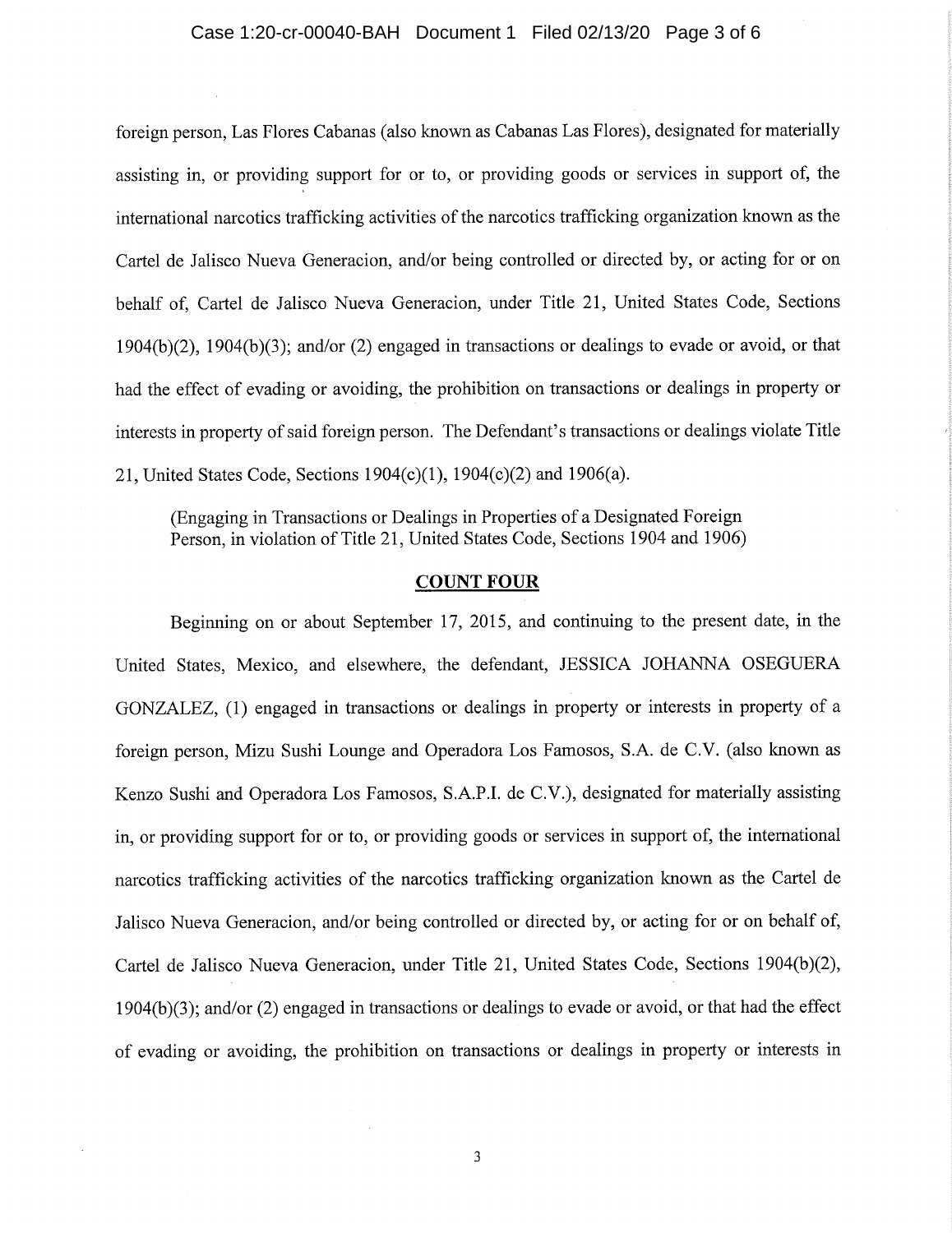foreign person, Las Flores Cabanas (also known as Cabanas Las Flores), designated for materially assisting in, or providing support for or to, or providing goods or services in support of, the international narcotics trafficking activities of the narcotics trafficking organization known as the Cartel de Jalisco Nueva Generacion, and/or being controlled or directed by, or acting for or on behalf of, Cartel de Jalisco Nueva Generacion, under Title 21, United States Code, Sections 1904(b)(2), 1904(b)(3); and/or (2) engaged in transactions or dealings to evade or avoid, or that had the effect of evading or avoiding, the prohibition on transactions or dealings in property or interests in property of said foreign person. The Defendant's transactions or dealings violate Title 21, United States Code, Sections 1904(c)(1), 1904(c)(2) and 1906(a).

(Engaging in Transactions or Dealings in Properties of a Designated Foreign Person, in violation of Title 21, United States Code, Sections 1904 and 1906)

## COUNT FOUR

Beginning on or about September 17, 2015, and continuing to the present date, in the United States, Mexico, and elsewhere, the defendant, JESSICA JOHANNA OSEGUERA GONZALEZ, (1) engaged in transactions or dealings in property or interests in property of a foreign person, Mizu Sushi Lounge and Operadora Los Famosos, S.A. de C.V. (also known as Kenzo Sushi and Operadora Los Famosos, S.A.P.I. de C.V.), designated for materially assisting in, or providing support for or to, or providing goods or services in support of, the international narcotics trafficking activities of the narcotics trafficking organization known as the Cartel de Jalisco Nueva Generacion, and/or being controlled or directed by, or acting for or on behalf of, Cartel de Jalisco Nueva Generacion, under Title 21, United States Code, Sections 1904(b)(2), 1904(b)(3); and/or (2) engaged in transactions or dealings to evade or avoid, or that had the effect of evading or avoiding, the prohibition on transactions or dealings in property or interests in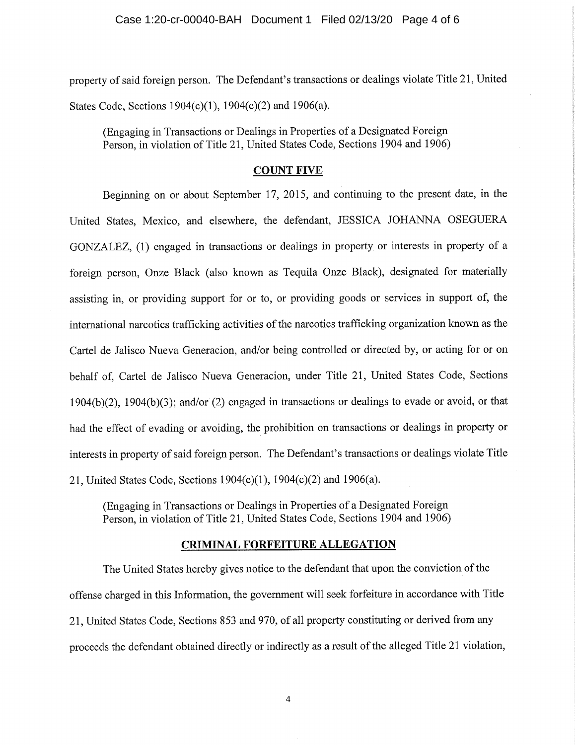property of said foreign person. The Defendant's transactions or dealings violate Title 21, United States Code, Sections 1904(c)(1), 1904(c)(2) and 1906(a).

(Engaging in Transactions or Dealings in Properties of a Designated Foreign Person, in violation of Title 21, United States Code, Sections 1904 and 1906)

## COUNT FIVE

Beginning on or about September 17, 2015, and continuing to the present date, in the United States, Mexico, and elsewhere, the defendant, JESSICA JOHANNA OSEGUERA GONZALEZ, (1) engaged in transactions or dealings in property or interests in property of a foreign person, Onze Black (also known as Tequila Onze Black), designated for materially assisting in, or providing support for or to, or providing goods or services in support of, the international narcotics trafficking activities of the narcotics trafficking organization known as the Cartel de Jalisco Nueva Generacion, and/or being controlled or directed by, or acting for or on behalf of, Cartel de Jalisco Nueva Generacion, under Title 21, United States Code, Sections 1904(b)(2), 1904(b)(3); and/or (2) engaged in transactions or dealings to evade or avoid, or that had the effect of evading or avoiding, the prohibition on transactions or dealings in property or interests in property of said foreign person. The Defendant's transactions or dealings violate Title 21, United States Code, Sections 1904(c)(1), 1904(c)(2) and 1906(a).

(Engaging in Transactions or Dealings in Properties of a Designated Foreign Person, in violation of Title 21, United States Code, Sections 1904 and 1906)

## CRIMINAL FORFEITURE ALLEGATION

The United States hereby gives notice to the defendant that upon the conviction of the offense charged in this Information, the government will seek forfeiture in accordance with Title 21, United States Code, Sections 853 and 970, of all property constituting or derived from any proceeds the defendant obtained directly or indirectly as a result of the alleged Title 21 violation,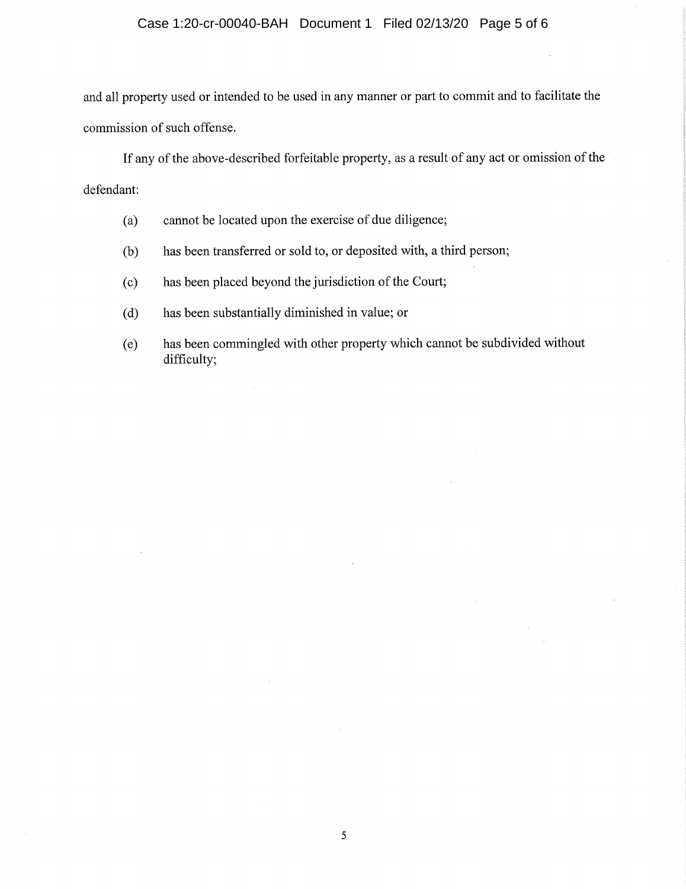and all property used or intended to be used in any manner or part to commit and to facilitate the commission of such offense.

If any of the above-described forfeitable property, as a result of any act or omission of the defendant:

(a) cannot be located upon the exercise of due diligence;

(b) has been transferred or sold to, or deposited with, a third person;

(c) has been placed beyond the jurisdiction of the Court;

(d) has been substantially diminished in value; or

(e) has been commingled with other property which cannot be subdivided without difficulty;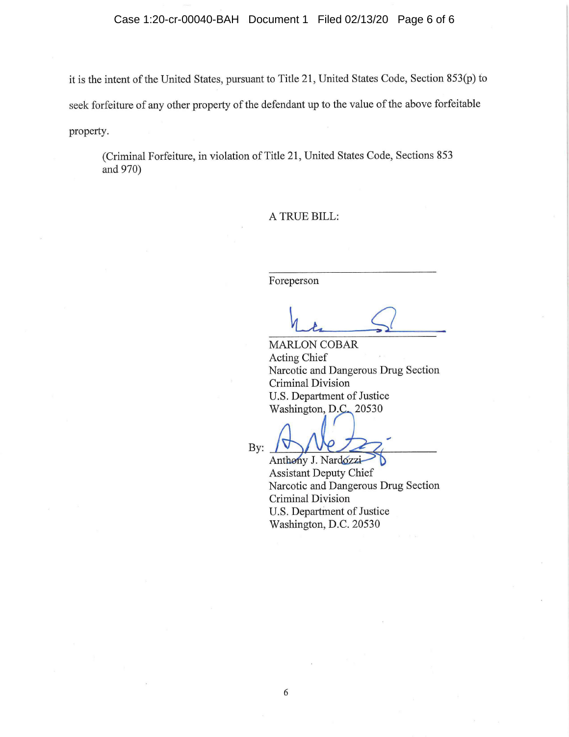it is the intent of the United States, pursuant to Title 21, United States Code, Section 853(p) to seek forfeiture of any other property of the defendant up to the value of the above forfeitable property.

(Criminal Forfeiture, in violation of Title 21, United States Code, Sections 853 and 970)

A TRUE BILL:

_______________________________
Foreperson

_______________________________
MARLON COBAR
Acting Chief
Narcotic and Dangerous Drug Section
Criminal Division
U.S. Department of Justice
Washington, D.C. 20530

By: _______________________________
Anthony J. Nardozzi
Assistant Deputy Chief
Narcotic and Dangerous Drug Section
Criminal Division
U.S. Department of Justice
Washington, D.C. 20530